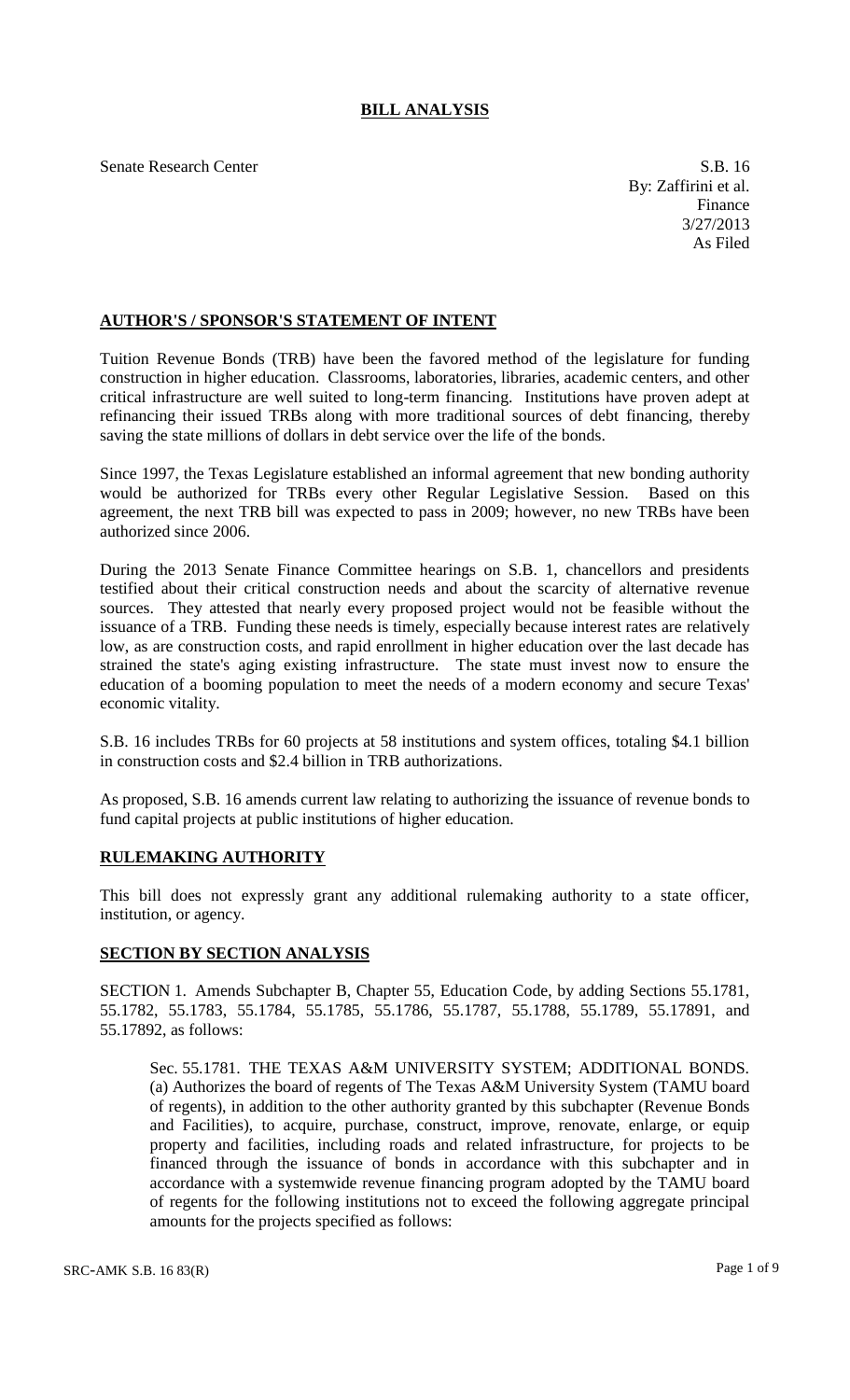# BILL ANALYSIS

Senate Research Center

S.B. 16
By: Zaffirini et al.
Finance
3/27/2013
As Filed

## AUTHOR'S / SPONSOR'S STATEMENT OF INTENT

Tuition Revenue Bonds (TRB) have been the favored method of the legislature for funding construction in higher education. Classrooms, laboratories, libraries, academic centers, and other critical infrastructure are well suited to long-term financing. Institutions have proven adept at refinancing their issued TRBs along with more traditional sources of debt financing, thereby saving the state millions of dollars in debt service over the life of the bonds.

Since 1997, the Texas Legislature established an informal agreement that new bonding authority would be authorized for TRBs every other Regular Legislative Session. Based on this agreement, the next TRB bill was expected to pass in 2009; however, no new TRBs have been authorized since 2006.

During the 2013 Senate Finance Committee hearings on S.B. 1, chancellors and presidents testified about their critical construction needs and about the scarcity of alternative revenue sources. They attested that nearly every proposed project would not be feasible without the issuance of a TRB. Funding these needs is timely, especially because interest rates are relatively low, as are construction costs, and rapid enrollment in higher education over the last decade has strained the state's aging existing infrastructure. The state must invest now to ensure the education of a booming population to meet the needs of a modern economy and secure Texas' economic vitality.

S.B. 16 includes TRBs for 60 projects at 58 institutions and system offices, totaling $4.1 billion in construction costs and $2.4 billion in TRB authorizations.

As proposed, S.B. 16 amends current law relating to authorizing the issuance of revenue bonds to fund capital projects at public institutions of higher education.

## RULEMAKING AUTHORITY

This bill does not expressly grant any additional rulemaking authority to a state officer, institution, or agency.

## SECTION BY SECTION ANALYSIS

SECTION 1. Amends Subchapter B, Chapter 55, Education Code, by adding Sections 55.1781, 55.1782, 55.1783, 55.1784, 55.1785, 55.1786, 55.1787, 55.1788, 55.1789, 55.17891, and 55.17892, as follows:

Sec. 55.1781. THE TEXAS A&M UNIVERSITY SYSTEM; ADDITIONAL BONDS. (a) Authorizes the board of regents of The Texas A&M University System (TAMU board of regents), in addition to the other authority granted by this subchapter (Revenue Bonds and Facilities), to acquire, purchase, construct, improve, renovate, enlarge, or equip property and facilities, including roads and related infrastructure, for projects to be financed through the issuance of bonds in accordance with this subchapter and in accordance with a systemwide revenue financing program adopted by the TAMU board of regents for the following institutions not to exceed the following aggregate principal amounts for the projects specified as follows: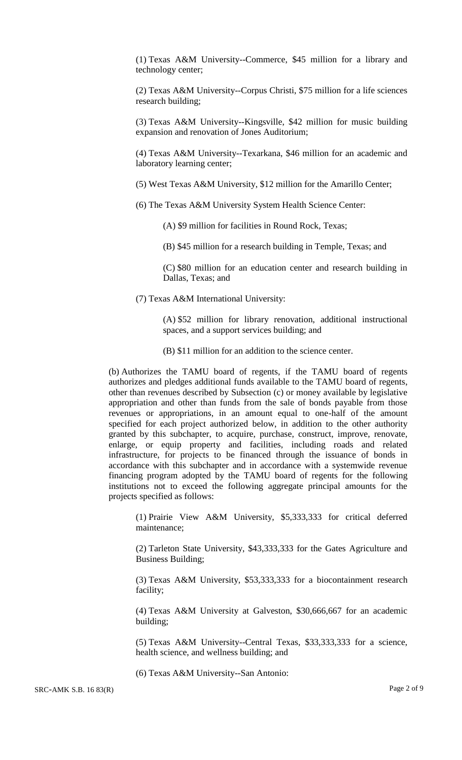(1) Texas A&M University--Commerce, $45 million for a library and technology center;

(2) Texas A&M University--Corpus Christi, $75 million for a life sciences research building;

(3) Texas A&M University--Kingsville, $42 million for music building expansion and renovation of Jones Auditorium;

(4) Texas A&M University--Texarkana, $46 million for an academic and laboratory learning center;

(5) West Texas A&M University, $12 million for the Amarillo Center;

(6) The Texas A&M University System Health Science Center:

(A) $9 million for facilities in Round Rock, Texas;

(B) $45 million for a research building in Temple, Texas; and

(C) $80 million for an education center and research building in Dallas, Texas; and

(7) Texas A&M International University:

(A) $52 million for library renovation, additional instructional spaces, and a support services building; and

(B) $11 million for an addition to the science center.

(b) Authorizes the TAMU board of regents, if the TAMU board of regents authorizes and pledges additional funds available to the TAMU board of regents, other than revenues described by Subsection (c) or money available by legislative appropriation and other than funds from the sale of bonds payable from those revenues or appropriations, in an amount equal to one-half of the amount specified for each project authorized below, in addition to the other authority granted by this subchapter, to acquire, purchase, construct, improve, renovate, enlarge, or equip property and facilities, including roads and related infrastructure, for projects to be financed through the issuance of bonds in accordance with this subchapter and in accordance with a systemwide revenue financing program adopted by the TAMU board of regents for the following institutions not to exceed the following aggregate principal amounts for the projects specified as follows:

(1) Prairie View A&M University, $5,333,333 for critical deferred maintenance;

(2) Tarleton State University, $43,333,333 for the Gates Agriculture and Business Building;

(3) Texas A&M University, $53,333,333 for a biocontainment research facility;

(4) Texas A&M University at Galveston, $30,666,667 for an academic building;

(5) Texas A&M University--Central Texas, $33,333,333 for a science, health science, and wellness building; and

(6) Texas A&M University--San Antonio: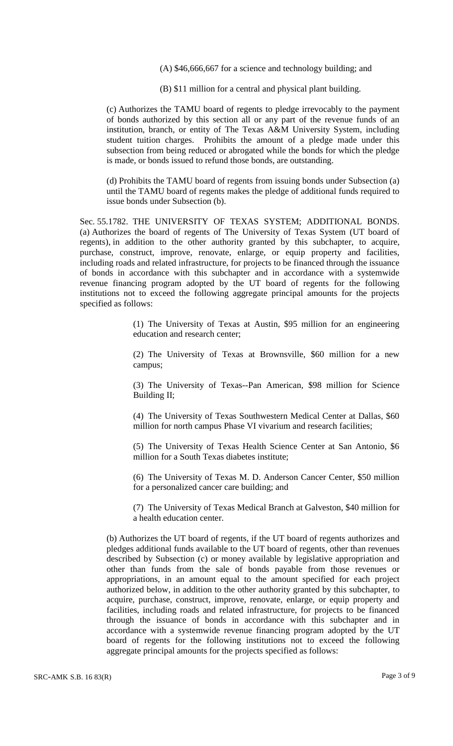(A) $46,666,667 for a science and technology building; and

(B) $11 million for a central and physical plant building.

(c) Authorizes the TAMU board of regents to pledge irrevocably to the payment of bonds authorized by this section all or any part of the revenue funds of an institution, branch, or entity of The Texas A&M University System, including student tuition charges. Prohibits the amount of a pledge made under this subsection from being reduced or abrogated while the bonds for which the pledge is made, or bonds issued to refund those bonds, are outstanding.

(d) Prohibits the TAMU board of regents from issuing bonds under Subsection (a) until the TAMU board of regents makes the pledge of additional funds required to issue bonds under Subsection (b).

Sec. 55.1782. THE UNIVERSITY OF TEXAS SYSTEM; ADDITIONAL BONDS. (a) Authorizes the board of regents of The University of Texas System (UT board of regents), in addition to the other authority granted by this subchapter, to acquire, purchase, construct, improve, renovate, enlarge, or equip property and facilities, including roads and related infrastructure, for projects to be financed through the issuance of bonds in accordance with this subchapter and in accordance with a systemwide revenue financing program adopted by the UT board of regents for the following institutions not to exceed the following aggregate principal amounts for the projects specified as follows:

(1) The University of Texas at Austin, $95 million for an engineering education and research center;

(2) The University of Texas at Brownsville, $60 million for a new campus;

(3) The University of Texas--Pan American, $98 million for Science Building II;

(4) The University of Texas Southwestern Medical Center at Dallas, $60 million for north campus Phase VI vivarium and research facilities;

(5) The University of Texas Health Science Center at San Antonio, $6 million for a South Texas diabetes institute;

(6) The University of Texas M. D. Anderson Cancer Center, $50 million for a personalized cancer care building; and

(7) The University of Texas Medical Branch at Galveston, $40 million for a health education center.

(b) Authorizes the UT board of regents, if the UT board of regents authorizes and pledges additional funds available to the UT board of regents, other than revenues described by Subsection (c) or money available by legislative appropriation and other than funds from the sale of bonds payable from those revenues or appropriations, in an amount equal to the amount specified for each project authorized below, in addition to the other authority granted by this subchapter, to acquire, purchase, construct, improve, renovate, enlarge, or equip property and facilities, including roads and related infrastructure, for projects to be financed through the issuance of bonds in accordance with this subchapter and in accordance with a systemwide revenue financing program adopted by the UT board of regents for the following institutions not to exceed the following aggregate principal amounts for the projects specified as follows: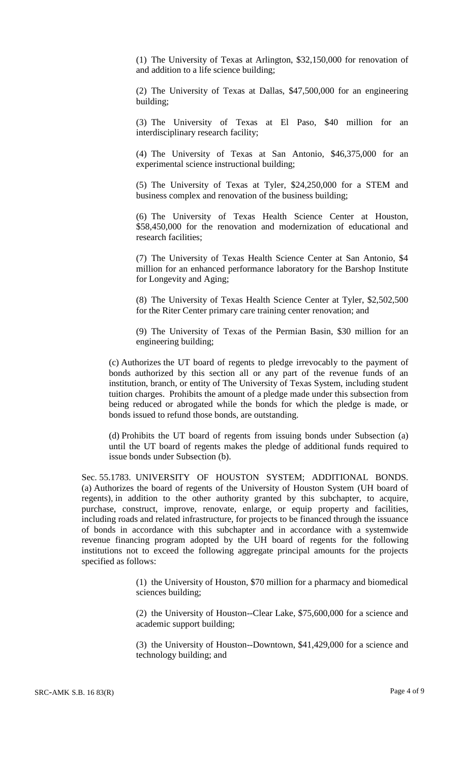(1) The University of Texas at Arlington, $32,150,000 for renovation of and addition to a life science building;

(2) The University of Texas at Dallas, $47,500,000 for an engineering building;

(3) The University of Texas at El Paso, $40 million for an interdisciplinary research facility;

(4) The University of Texas at San Antonio, $46,375,000 for an experimental science instructional building;

(5) The University of Texas at Tyler, $24,250,000 for a STEM and business complex and renovation of the business building;

(6) The University of Texas Health Science Center at Houston, $58,450,000 for the renovation and modernization of educational and research facilities;

(7) The University of Texas Health Science Center at San Antonio, $4 million for an enhanced performance laboratory for the Barshop Institute for Longevity and Aging;

(8) The University of Texas Health Science Center at Tyler, $2,502,500 for the Riter Center primary care training center renovation; and

(9) The University of Texas of the Permian Basin, $30 million for an engineering building;

(c) Authorizes the UT board of regents to pledge irrevocably to the payment of bonds authorized by this section all or any part of the revenue funds of an institution, branch, or entity of The University of Texas System, including student tuition charges. Prohibits the amount of a pledge made under this subsection from being reduced or abrogated while the bonds for which the pledge is made, or bonds issued to refund those bonds, are outstanding.

(d) Prohibits the UT board of regents from issuing bonds under Subsection (a) until the UT board of regents makes the pledge of additional funds required to issue bonds under Subsection (b).

Sec. 55.1783. UNIVERSITY OF HOUSTON SYSTEM; ADDITIONAL BONDS. (a) Authorizes the board of regents of the University of Houston System (UH board of regents), in addition to the other authority granted by this subchapter, to acquire, purchase, construct, improve, renovate, enlarge, or equip property and facilities, including roads and related infrastructure, for projects to be financed through the issuance of bonds in accordance with this subchapter and in accordance with a systemwide revenue financing program adopted by the UH board of regents for the following institutions not to exceed the following aggregate principal amounts for the projects specified as follows:

(1) the University of Houston, $70 million for a pharmacy and biomedical sciences building;

(2) the University of Houston--Clear Lake, $75,600,000 for a science and academic support building;

(3) the University of Houston--Downtown, $41,429,000 for a science and technology building; and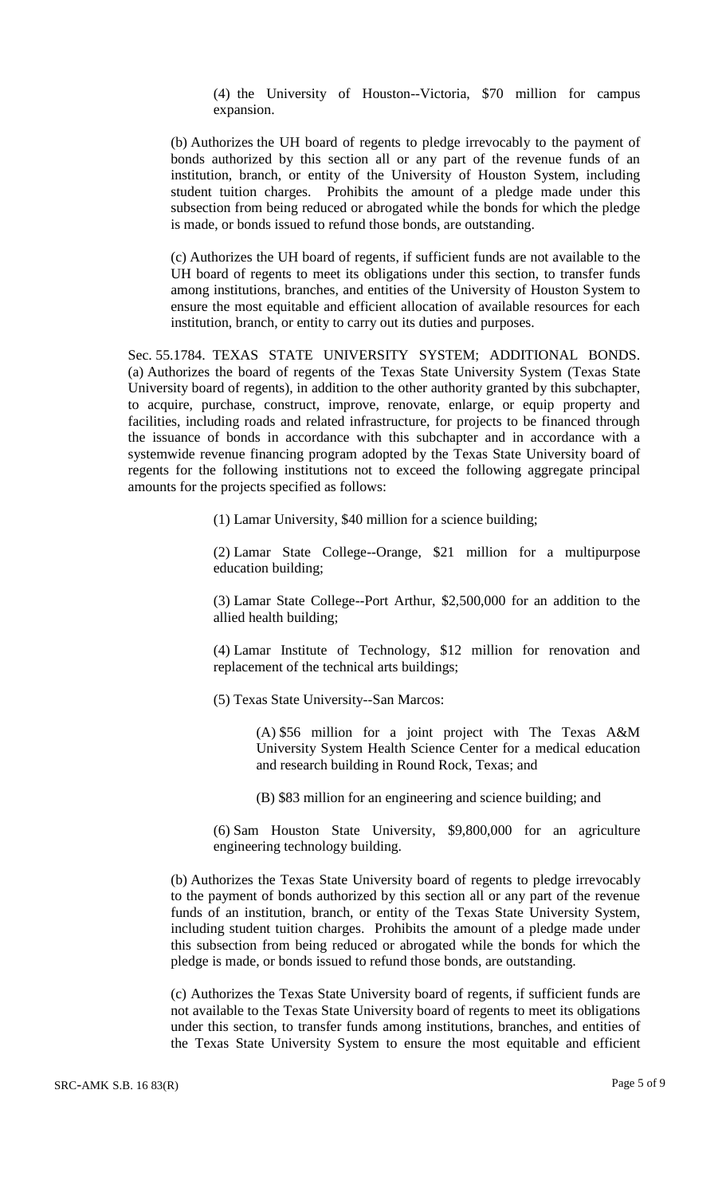(4) the University of Houston--Victoria, $70 million for campus expansion.

(b) Authorizes the UH board of regents to pledge irrevocably to the payment of bonds authorized by this section all or any part of the revenue funds of an institution, branch, or entity of the University of Houston System, including student tuition charges. Prohibits the amount of a pledge made under this subsection from being reduced or abrogated while the bonds for which the pledge is made, or bonds issued to refund those bonds, are outstanding.

(c) Authorizes the UH board of regents, if sufficient funds are not available to the UH board of regents to meet its obligations under this section, to transfer funds among institutions, branches, and entities of the University of Houston System to ensure the most equitable and efficient allocation of available resources for each institution, branch, or entity to carry out its duties and purposes.

Sec. 55.1784. TEXAS STATE UNIVERSITY SYSTEM; ADDITIONAL BONDS. (a) Authorizes the board of regents of the Texas State University System (Texas State University board of regents), in addition to the other authority granted by this subchapter, to acquire, purchase, construct, improve, renovate, enlarge, or equip property and facilities, including roads and related infrastructure, for projects to be financed through the issuance of bonds in accordance with this subchapter and in accordance with a systemwide revenue financing program adopted by the Texas State University board of regents for the following institutions not to exceed the following aggregate principal amounts for the projects specified as follows:

(1) Lamar University, $40 million for a science building;

(2) Lamar State College--Orange, $21 million for a multipurpose education building;

(3) Lamar State College--Port Arthur, $2,500,000 for an addition to the allied health building;

(4) Lamar Institute of Technology, $12 million for renovation and replacement of the technical arts buildings;

(5) Texas State University--San Marcos:

(A) $56 million for a joint project with The Texas A&M University System Health Science Center for a medical education and research building in Round Rock, Texas; and

(B) $83 million for an engineering and science building; and

(6) Sam Houston State University, $9,800,000 for an agriculture engineering technology building.

(b) Authorizes the Texas State University board of regents to pledge irrevocably to the payment of bonds authorized by this section all or any part of the revenue funds of an institution, branch, or entity of the Texas State University System, including student tuition charges. Prohibits the amount of a pledge made under this subsection from being reduced or abrogated while the bonds for which the pledge is made, or bonds issued to refund those bonds, are outstanding.

(c) Authorizes the Texas State University board of regents, if sufficient funds are not available to the Texas State University board of regents to meet its obligations under this section, to transfer funds among institutions, branches, and entities of the Texas State University System to ensure the most equitable and efficient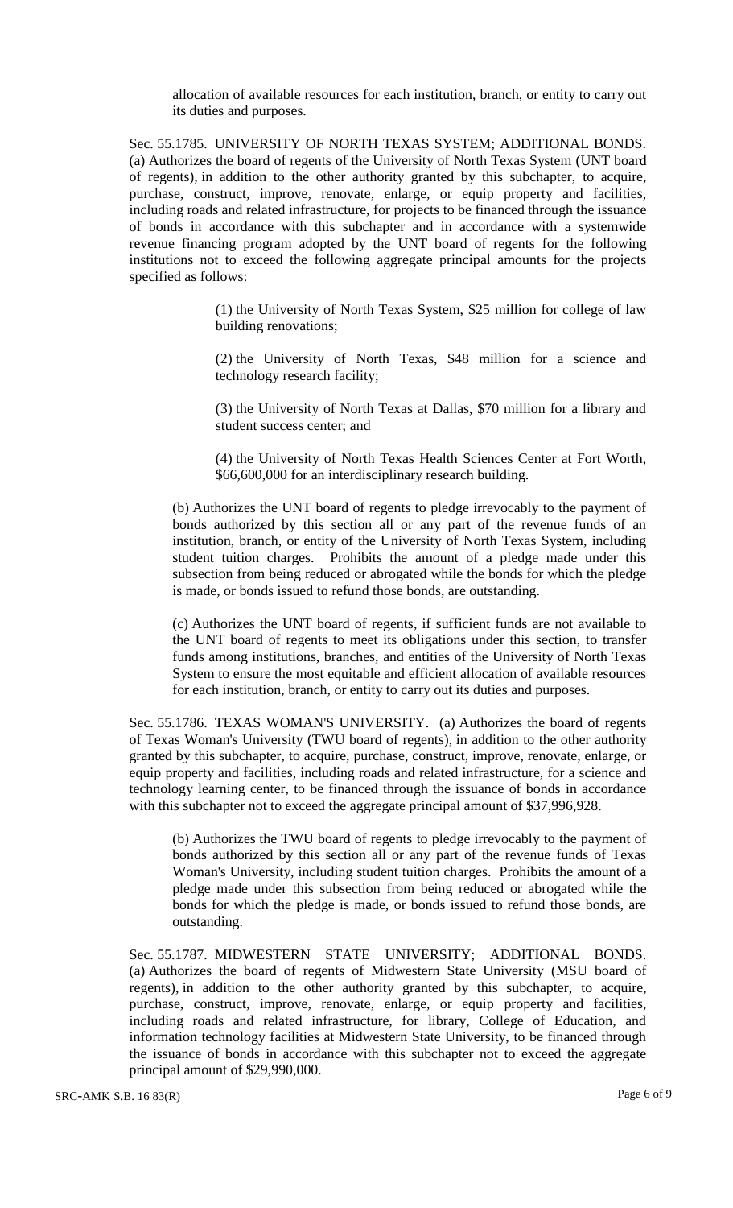allocation of available resources for each institution, branch, or entity to carry out its duties and purposes.

Sec. 55.1785. UNIVERSITY OF NORTH TEXAS SYSTEM; ADDITIONAL BONDS. (a) Authorizes the board of regents of the University of North Texas System (UNT board of regents), in addition to the other authority granted by this subchapter, to acquire, purchase, construct, improve, renovate, enlarge, or equip property and facilities, including roads and related infrastructure, for projects to be financed through the issuance of bonds in accordance with this subchapter and in accordance with a systemwide revenue financing program adopted by the UNT board of regents for the following institutions not to exceed the following aggregate principal amounts for the projects specified as follows:

(1) the University of North Texas System, $25 million for college of law building renovations;

(2) the University of North Texas, $48 million for a science and technology research facility;

(3) the University of North Texas at Dallas, $70 million for a library and student success center; and

(4) the University of North Texas Health Sciences Center at Fort Worth, $66,600,000 for an interdisciplinary research building.

(b) Authorizes the UNT board of regents to pledge irrevocably to the payment of bonds authorized by this section all or any part of the revenue funds of an institution, branch, or entity of the University of North Texas System, including student tuition charges. Prohibits the amount of a pledge made under this subsection from being reduced or abrogated while the bonds for which the pledge is made, or bonds issued to refund those bonds, are outstanding.

(c) Authorizes the UNT board of regents, if sufficient funds are not available to the UNT board of regents to meet its obligations under this section, to transfer funds among institutions, branches, and entities of the University of North Texas System to ensure the most equitable and efficient allocation of available resources for each institution, branch, or entity to carry out its duties and purposes.

Sec. 55.1786. TEXAS WOMAN'S UNIVERSITY. (a) Authorizes the board of regents of Texas Woman's University (TWU board of regents), in addition to the other authority granted by this subchapter, to acquire, purchase, construct, improve, renovate, enlarge, or equip property and facilities, including roads and related infrastructure, for a science and technology learning center, to be financed through the issuance of bonds in accordance with this subchapter not to exceed the aggregate principal amount of $37,996,928.

(b) Authorizes the TWU board of regents to pledge irrevocably to the payment of bonds authorized by this section all or any part of the revenue funds of Texas Woman's University, including student tuition charges. Prohibits the amount of a pledge made under this subsection from being reduced or abrogated while the bonds for which the pledge is made, or bonds issued to refund those bonds, are outstanding.

Sec. 55.1787. MIDWESTERN STATE UNIVERSITY; ADDITIONAL BONDS. (a) Authorizes the board of regents of Midwestern State University (MSU board of regents), in addition to the other authority granted by this subchapter, to acquire, purchase, construct, improve, renovate, enlarge, or equip property and facilities, including roads and related infrastructure, for library, College of Education, and information technology facilities at Midwestern State University, to be financed through the issuance of bonds in accordance with this subchapter not to exceed the aggregate principal amount of $29,990,000.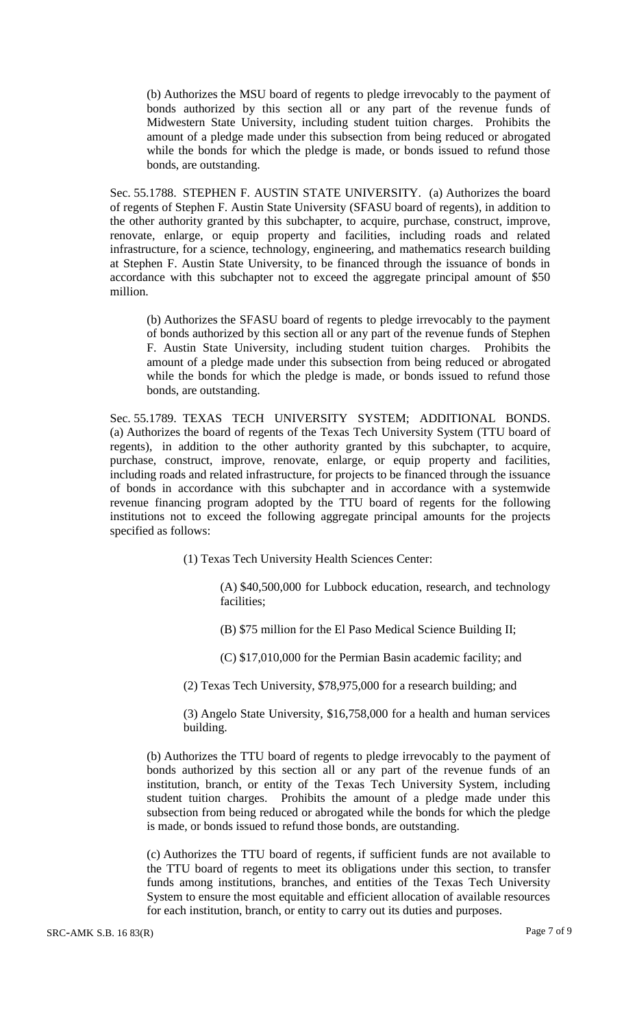(b) Authorizes the MSU board of regents to pledge irrevocably to the payment of bonds authorized by this section all or any part of the revenue funds of Midwestern State University, including student tuition charges. Prohibits the amount of a pledge made under this subsection from being reduced or abrogated while the bonds for which the pledge is made, or bonds issued to refund those bonds, are outstanding.

Sec. 55.1788. STEPHEN F. AUSTIN STATE UNIVERSITY. (a) Authorizes the board of regents of Stephen F. Austin State University (SFASU board of regents), in addition to the other authority granted by this subchapter, to acquire, purchase, construct, improve, renovate, enlarge, or equip property and facilities, including roads and related infrastructure, for a science, technology, engineering, and mathematics research building at Stephen F. Austin State University, to be financed through the issuance of bonds in accordance with this subchapter not to exceed the aggregate principal amount of $50 million.

(b) Authorizes the SFASU board of regents to pledge irrevocably to the payment of bonds authorized by this section all or any part of the revenue funds of Stephen F. Austin State University, including student tuition charges. Prohibits the amount of a pledge made under this subsection from being reduced or abrogated while the bonds for which the pledge is made, or bonds issued to refund those bonds, are outstanding.

Sec. 55.1789. TEXAS TECH UNIVERSITY SYSTEM; ADDITIONAL BONDS. (a) Authorizes the board of regents of the Texas Tech University System (TTU board of regents), in addition to the other authority granted by this subchapter, to acquire, purchase, construct, improve, renovate, enlarge, or equip property and facilities, including roads and related infrastructure, for projects to be financed through the issuance of bonds in accordance with this subchapter and in accordance with a systemwide revenue financing program adopted by the TTU board of regents for the following institutions not to exceed the following aggregate principal amounts for the projects specified as follows:

(1) Texas Tech University Health Sciences Center:

(A) $40,500,000 for Lubbock education, research, and technology facilities;

(B) $75 million for the El Paso Medical Science Building II;

(C) $17,010,000 for the Permian Basin academic facility; and

(2) Texas Tech University, $78,975,000 for a research building; and

(3) Angelo State University, $16,758,000 for a health and human services building.

(b) Authorizes the TTU board of regents to pledge irrevocably to the payment of bonds authorized by this section all or any part of the revenue funds of an institution, branch, or entity of the Texas Tech University System, including student tuition charges. Prohibits the amount of a pledge made under this subsection from being reduced or abrogated while the bonds for which the pledge is made, or bonds issued to refund those bonds, are outstanding.

(c) Authorizes the TTU board of regents, if sufficient funds are not available to the TTU board of regents to meet its obligations under this section, to transfer funds among institutions, branches, and entities of the Texas Tech University System to ensure the most equitable and efficient allocation of available resources for each institution, branch, or entity to carry out its duties and purposes.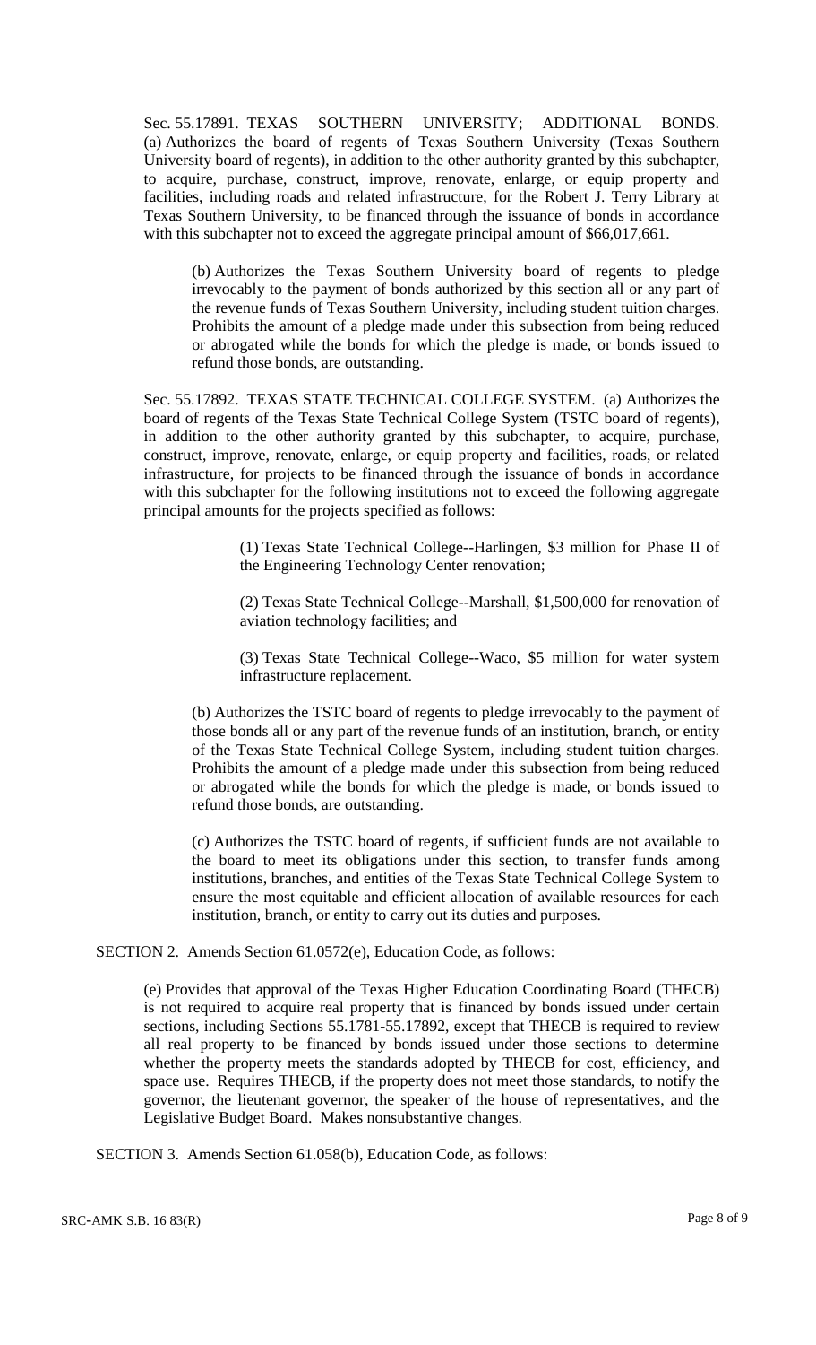Sec. 55.17891. TEXAS SOUTHERN UNIVERSITY; ADDITIONAL BONDS. (a) Authorizes the board of regents of Texas Southern University (Texas Southern University board of regents), in addition to the other authority granted by this subchapter, to acquire, purchase, construct, improve, renovate, enlarge, or equip property and facilities, including roads and related infrastructure, for the Robert J. Terry Library at Texas Southern University, to be financed through the issuance of bonds in accordance with this subchapter not to exceed the aggregate principal amount of $66,017,661.

(b) Authorizes the Texas Southern University board of regents to pledge irrevocably to the payment of bonds authorized by this section all or any part of the revenue funds of Texas Southern University, including student tuition charges. Prohibits the amount of a pledge made under this subsection from being reduced or abrogated while the bonds for which the pledge is made, or bonds issued to refund those bonds, are outstanding.

Sec. 55.17892. TEXAS STATE TECHNICAL COLLEGE SYSTEM. (a) Authorizes the board of regents of the Texas State Technical College System (TSTC board of regents), in addition to the other authority granted by this subchapter, to acquire, purchase, construct, improve, renovate, enlarge, or equip property and facilities, roads, or related infrastructure, for projects to be financed through the issuance of bonds in accordance with this subchapter for the following institutions not to exceed the following aggregate principal amounts for the projects specified as follows:

(1) Texas State Technical College--Harlingen, $3 million for Phase II of the Engineering Technology Center renovation;

(2) Texas State Technical College--Marshall, $1,500,000 for renovation of aviation technology facilities; and

(3) Texas State Technical College--Waco, $5 million for water system infrastructure replacement.

(b) Authorizes the TSTC board of regents to pledge irrevocably to the payment of those bonds all or any part of the revenue funds of an institution, branch, or entity of the Texas State Technical College System, including student tuition charges. Prohibits the amount of a pledge made under this subsection from being reduced or abrogated while the bonds for which the pledge is made, or bonds issued to refund those bonds, are outstanding.

(c) Authorizes the TSTC board of regents, if sufficient funds are not available to the board to meet its obligations under this section, to transfer funds among institutions, branches, and entities of the Texas State Technical College System to ensure the most equitable and efficient allocation of available resources for each institution, branch, or entity to carry out its duties and purposes.

SECTION 2. Amends Section 61.0572(e), Education Code, as follows:

(e) Provides that approval of the Texas Higher Education Coordinating Board (THECB) is not required to acquire real property that is financed by bonds issued under certain sections, including Sections 55.1781-55.17892, except that THECB is required to review all real property to be financed by bonds issued under those sections to determine whether the property meets the standards adopted by THECB for cost, efficiency, and space use. Requires THECB, if the property does not meet those standards, to notify the governor, the lieutenant governor, the speaker of the house of representatives, and the Legislative Budget Board. Makes nonsubstantive changes.

SECTION 3. Amends Section 61.058(b), Education Code, as follows: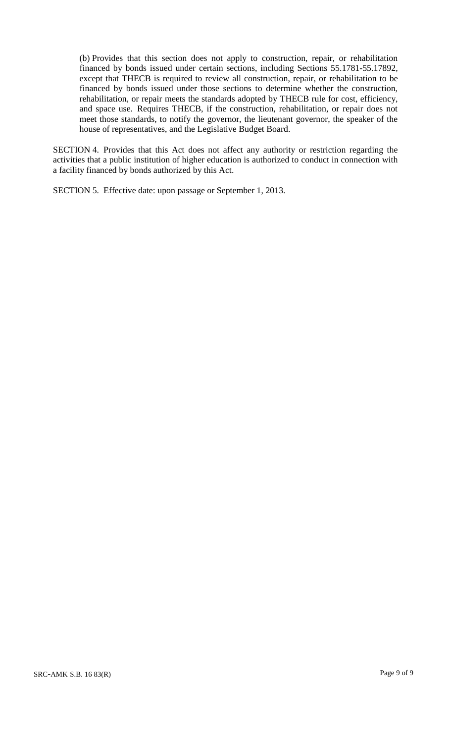(b) Provides that this section does not apply to construction, repair, or rehabilitation financed by bonds issued under certain sections, including Sections 55.1781-55.17892, except that THECB is required to review all construction, repair, or rehabilitation to be financed by bonds issued under those sections to determine whether the construction, rehabilitation, or repair meets the standards adopted by THECB rule for cost, efficiency, and space use. Requires THECB, if the construction, rehabilitation, or repair does not meet those standards, to notify the governor, the lieutenant governor, the speaker of the house of representatives, and the Legislative Budget Board.

SECTION 4. Provides that this Act does not affect any authority or restriction regarding the activities that a public institution of higher education is authorized to conduct in connection with a facility financed by bonds authorized by this Act.

SECTION 5. Effective date: upon passage or September 1, 2013.